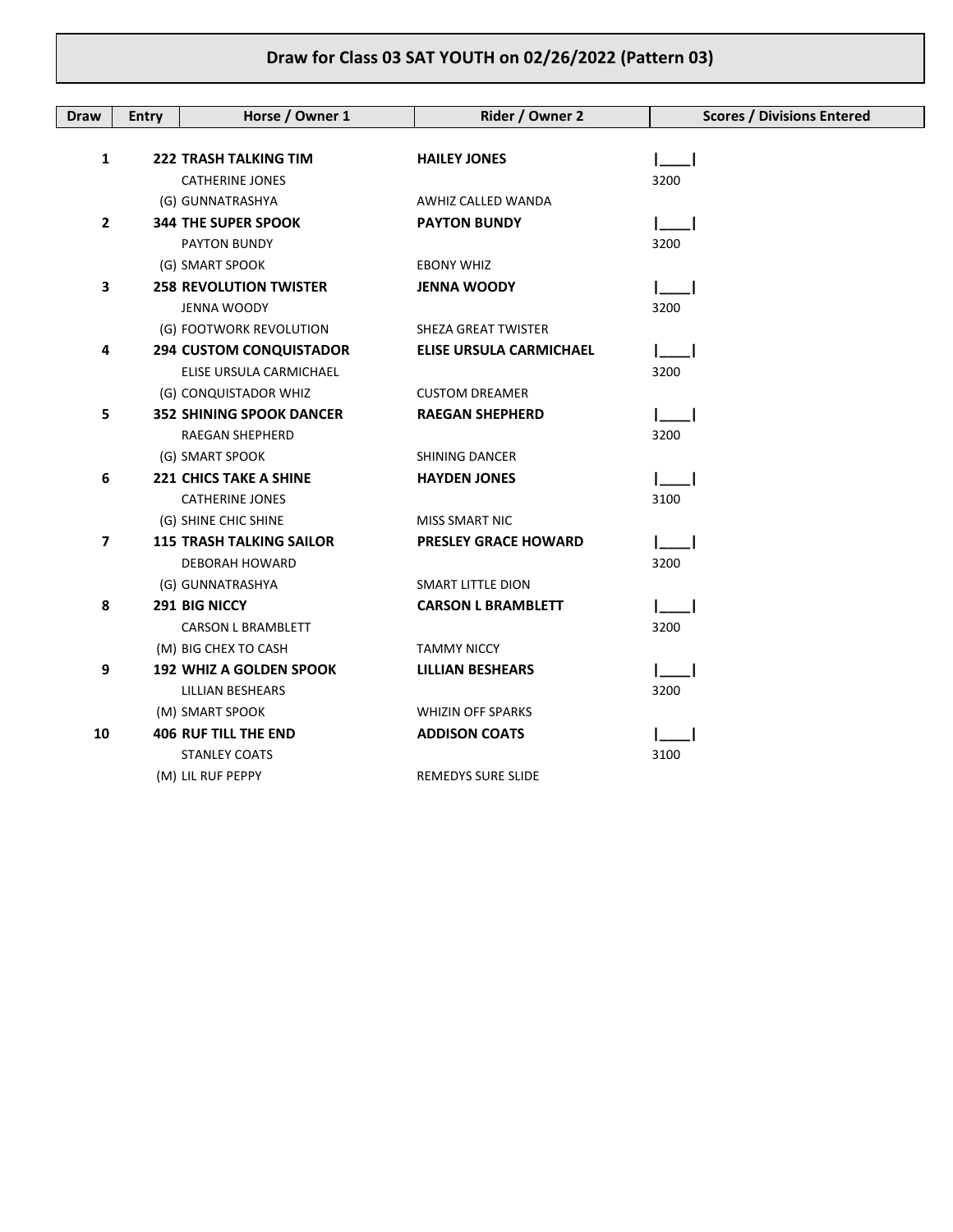# Draw for Class 03 SAT YOUTH on 02/26/2022 (Pattern 03)

| Draw | Entry | Horse / Owner 1 | Rider / Owner 2 | Scores / Divisions Entered |
|---|---|---|---|---|
| 1 | 222 | **TRASH TALKING TIM**<br>CATHERINE JONES<br>(G) GUNNATRASHYA | **HAILEY JONES**<br><br>AWHIZ CALLED WANDA | I\_\_\_\_I<br>3200 |
| 2 | 344 | **THE SUPER SPOOK**<br>PAYTON BUNDY<br>(G) SMART SPOOK | **PAYTON BUNDY**<br><br>EBONY WHIZ | I\_\_\_\_I<br>3200 |
| 3 | 258 | **REVOLUTION TWISTER**<br>JENNA WOODY<br>(G) FOOTWORK REVOLUTION | **JENNA WOODY**<br><br>SHEZA GREAT TWISTER | I\_\_\_\_I<br>3200 |
| 4 | 294 | **CUSTOM CONQUISTADOR**<br>ELISE URSULA CARMICHAEL<br>(G) CONQUISTADOR WHIZ | **ELISE URSULA CARMICHAEL**<br><br>CUSTOM DREAMER | I\_\_\_\_I<br>3200 |
| 5 | 352 | **SHINING SPOOK DANCER**<br>RAEGAN SHEPHERD<br>(G) SMART SPOOK | **RAEGAN SHEPHERD**<br><br>SHINING DANCER | I\_\_\_\_I<br>3200 |
| 6 | 221 | **CHICS TAKE A SHINE**<br>CATHERINE JONES<br>(G) SHINE CHIC SHINE | **HAYDEN JONES**<br><br>MISS SMART NIC | I\_\_\_\_I<br>3100 |
| 7 | 115 | **TRASH TALKING SAILOR**<br>DEBORAH HOWARD<br>(G) GUNNATRASHYA | **PRESLEY GRACE HOWARD**<br><br>SMART LITTLE DION | I\_\_\_\_I<br>3200 |
| 8 | 291 | **BIG NICCY**<br>CARSON L BRAMBLETT<br>(M) BIG CHEX TO CASH | **CARSON L BRAMBLETT**<br><br>TAMMY NICCY | I\_\_\_\_I<br>3200 |
| 9 | 192 | **WHIZ A GOLDEN SPOOK**<br>LILLIAN BESHEARS<br>(M) SMART SPOOK | **LILLIAN BESHEARS**<br><br>WHIZIN OFF SPARKS | I\_\_\_\_I<br>3200 |
| 10 | 406 | **RUF TILL THE END**<br>STANLEY COATS<br>(M) LIL RUF PEPPY | **ADDISON COATS**<br><br>REMEDYS SURE SLIDE | I\_\_\_\_I<br>3100 |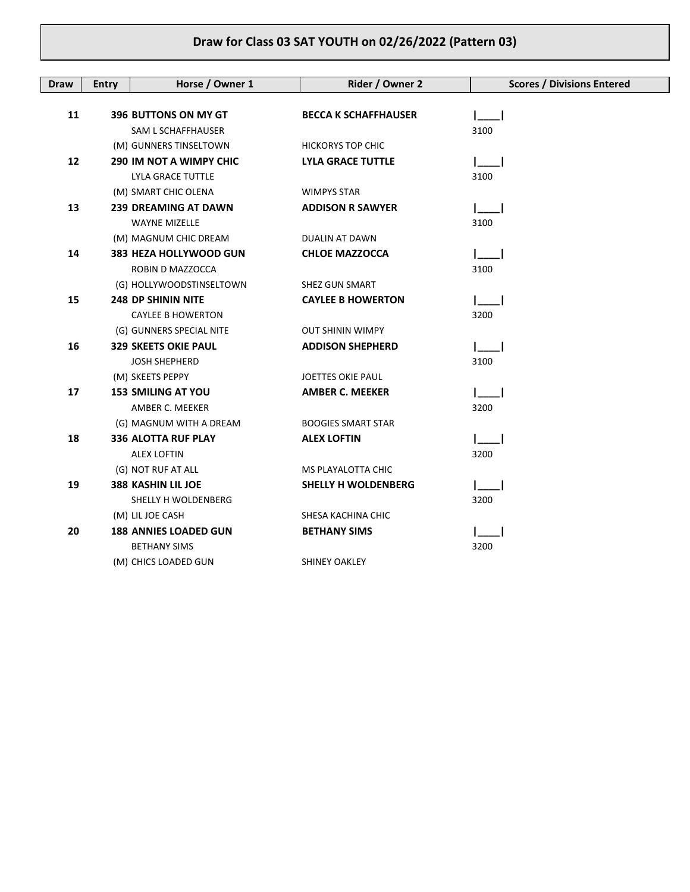# Draw for Class 03 SAT YOUTH on 02/26/2022 (Pattern 03)

| Draw | Entry | Horse / Owner 1 | Rider / Owner 2 | Scores / Divisions Entered |
|---|---|---|---|---|
| **11** | **396** | **BUTTONS ON MY GT** | **BECCA K SCHAFFHAUSER** | \|____\| |
| | | SAM L SCHAFFHAUSER | | 3100 |
| | | (M) GUNNERS TINSELTOWN | HICKORYS TOP CHIC | |
| **12** | **290** | **IM NOT A WIMPY CHIC** | **LYLA GRACE TUTTLE** | \|____\| |
| | | LYLA GRACE TUTTLE | | 3100 |
| | | (M) SMART CHIC OLENA | WIMPYS STAR | |
| **13** | **239** | **DREAMING AT DAWN** | **ADDISON R SAWYER** | \|____\| |
| | | WAYNE MIZELLE | | 3100 |
| | | (M) MAGNUM CHIC DREAM | DUALIN AT DAWN | |
| **14** | **383** | **HEZA HOLLYWOOD GUN** | **CHLOE MAZZOCCA** | \|____\| |
| | | ROBIN D MAZZOCCA | | 3100 |
| | | (G) HOLLYWOODSTINSELTOWN | SHEZ GUN SMART | |
| **15** | **248** | **DP SHININ NITE** | **CAYLEE B HOWERTON** | \|____\| |
| | | CAYLEE B HOWERTON | | 3200 |
| | | (G) GUNNERS SPECIAL NITE | OUT SHININ WIMPY | |
| **16** | **329** | **SKEETS OKIE PAUL** | **ADDISON SHEPHERD** | \|____\| |
| | | JOSH SHEPHERD | | 3100 |
| | | (M) SKEETS PEPPY | JOETTES OKIE PAUL | |
| **17** | **153** | **SMILING AT YOU** | **AMBER C. MEEKER** | \|____\| |
| | | AMBER C. MEEKER | | 3200 |
| | | (G) MAGNUM WITH A DREAM | BOOGIES SMART STAR | |
| **18** | **336** | **ALOTTA RUF PLAY** | **ALEX LOFTIN** | \|____\| |
| | | ALEX LOFTIN | | 3200 |
| | | (G) NOT RUF AT ALL | MS PLAYALOTTA CHIC | |
| **19** | **388** | **KASHIN LIL JOE** | **SHELLY H WOLDENBERG** | \|____\| |
| | | SHELLY H WOLDENBERG | | 3200 |
| | | (M) LIL JOE CASH | SHESA KACHINA CHIC | |
| **20** | **188** | **ANNIES LOADED GUN** | **BETHANY SIMS** | \|____\| |
| | | BETHANY SIMS | | 3200 |
| | | (M) CHICS LOADED GUN | SHINEY OAKLEY | |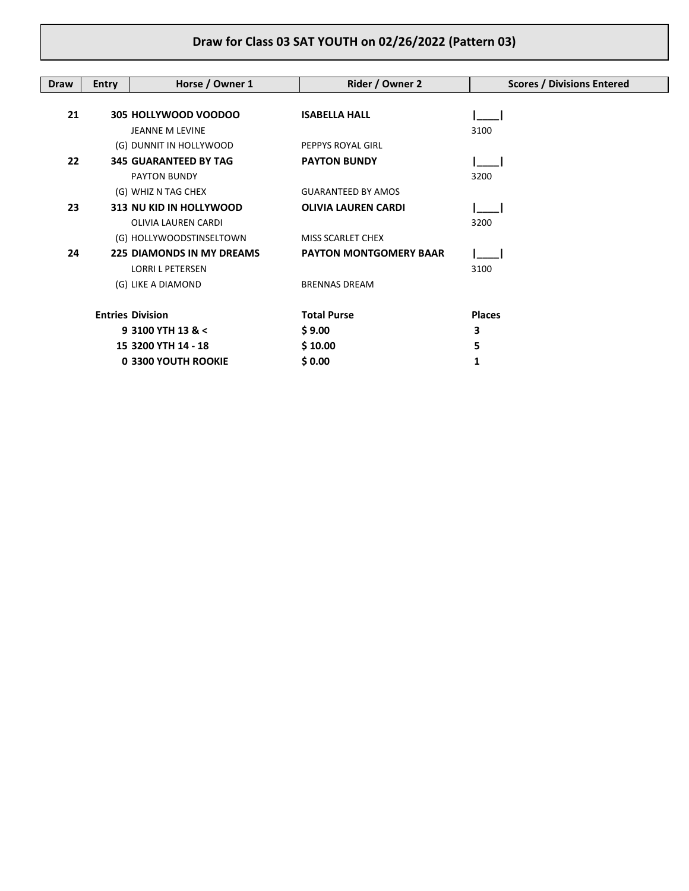# Draw for Class 03 SAT YOUTH on 02/26/2022 (Pattern 03)

| Draw | Entry | Horse / Owner 1 | Rider / Owner 2 | Scores / Divisions Entered |
|---|---|---|---|---|
| 21 | 305 | **HOLLYWOOD VOODOO** | **ISABELLA HALL** | I____I |
| | | JEANNE M LEVINE | | 3100 |
| | | (G) DUNNIT IN HOLLYWOOD | PEPPYS ROYAL GIRL | |
| 22 | 345 | **GUARANTEED BY TAG** | **PAYTON BUNDY** | I____I |
| | | PAYTON BUNDY | | 3200 |
| | | (G) WHIZ N TAG CHEX | GUARANTEED BY AMOS | |
| 23 | 313 | **NU KID IN HOLLYWOOD** | **OLIVIA LAUREN CARDI** | I____I |
| | | OLIVIA LAUREN CARDI | | 3200 |
| | | (G) HOLLYWOODSTINSELTOWN | MISS SCARLET CHEX | |
| 24 | 225 | **DIAMONDS IN MY DREAMS** | **PAYTON MONTGOMERY BAAR** | I____I |
| | | LORRI L PETERSEN | | 3100 |
| | | (G) LIKE A DIAMOND | BRENNAS DREAM | |

| Entries | Division | Total Purse | Places |
|---|---|---|---|
| 9 | 3100 YTH 13 & < | $ 9.00 | 3 |
| 15 | 3200 YTH 14 - 18 | $ 10.00 | 5 |
| 0 | 3300 YOUTH ROOKIE | $ 0.00 | 1 |